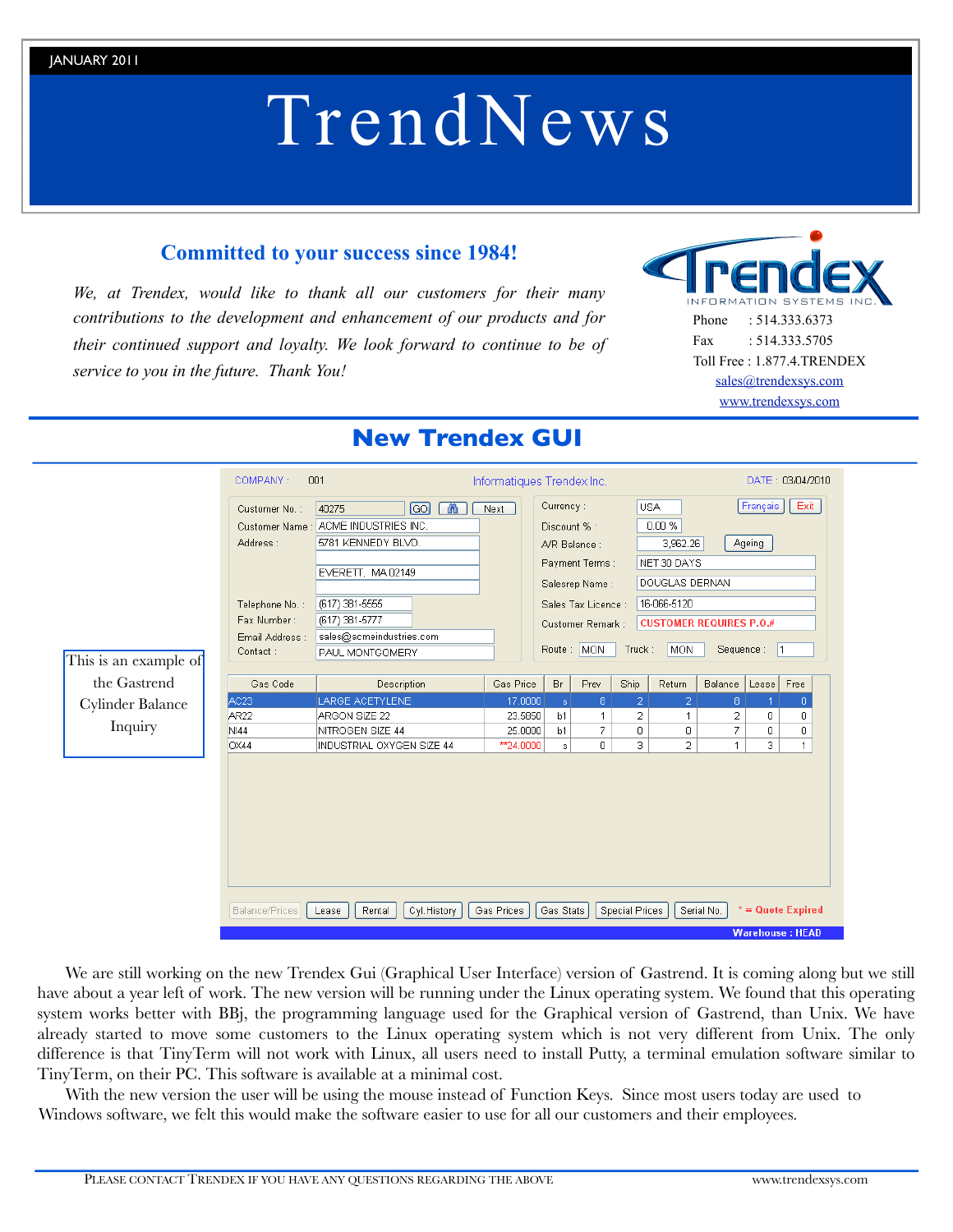JANUARY 2011

# TrendNews

## Committed to your success since 1984!

*We, at Trendex, would like to thank all our customers for their many contributions to the development and enhancement of our products and for their continued support and loyalty. We look forward to continue to be of service to you in the future. Thank You!*

Trendex INFORMATION SYSTEMS INC.

Phone : 514.333.6373
Fax : 514.333.5705
Toll Free : 1.877.4.TRENDEX
sales@trendexsys.com
www.trendexsys.com

## New Trendex GUI

This is an example of the Gastrend Cylinder Balance Inquiry

We are still working on the new Trendex Gui (Graphical User Interface) version of Gastrend. It is coming along but we still have about a year left of work. The new version will be running under the Linux operating system. We found that this operating system works better with BBj, the programming language used for the Graphical version of Gastrend, than Unix. We have already started to move some customers to the Linux operating system which is not very different from Unix. The only difference is that TinyTerm will not work with Linux, all users need to install Putty, a terminal emulation software similar to TinyTerm, on their PC. This software is available at a minimal cost.

With the new version the user will be using the mouse instead of Function Keys. Since most users today are used to Windows software, we felt this would make the software easier to use for all our customers and their employees.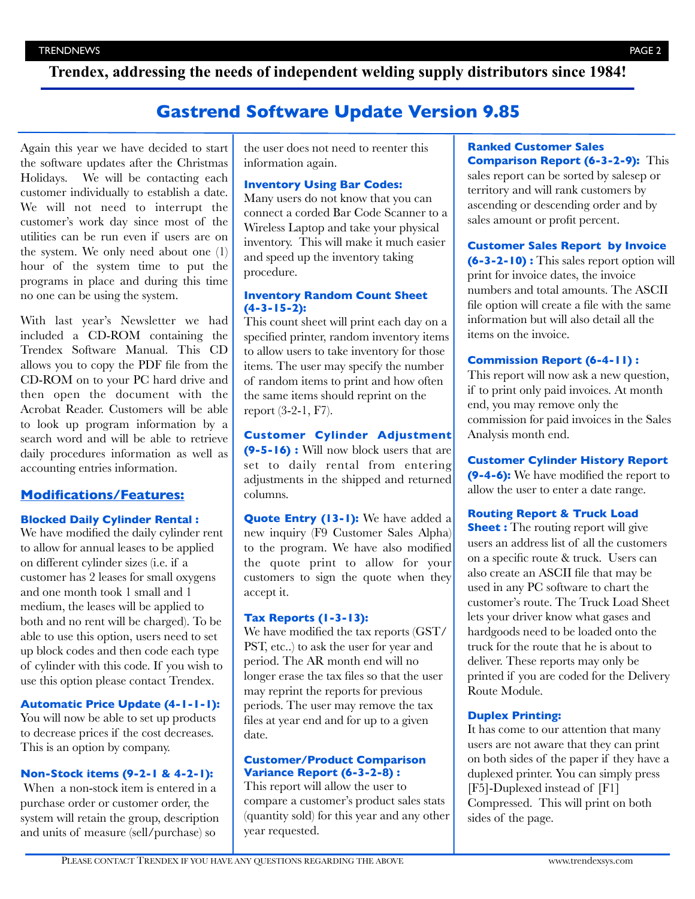**Trendex, addressing the needs of independent welding supply distributors since 1984!**

# Gastrend Software Update Version 9.85

Again this year we have decided to start the software updates after the Christmas Holidays. We will be contacting each customer individually to establish a date. We will not need to interrupt the customer's work day since most of the utilities can be run even if users are on the system. We only need about one (1) hour of the system time to put the programs in place and during this time no one can be using the system.

With last year's Newsletter we had included a CD-ROM containing the Trendex Software Manual. This CD allows you to copy the PDF file from the CD-ROM on to your PC hard drive and then open the document with the Acrobat Reader. Customers will be able to look up program information by a search word and will be able to retrieve daily procedures information as well as accounting entries information.

## Modifications/Features:

**Blocked Daily Cylinder Rental :**
We have modified the daily cylinder rent to allow for annual leases to be applied on different cylinder sizes (i.e. if a customer has 2 leases for small oxygens and one month took 1 small and 1 medium, the leases will be applied to both and no rent will be charged). To be able to use this option, users need to set up block codes and then code each type of cylinder with this code. If you wish to use this option please contact Trendex.

**Automatic Price Update (4-1-1-1):**
You will now be able to set up products to decrease prices if the cost decreases. This is an option by company.

**Non-Stock items (9-2-1 & 4-2-1):**
When a non-stock item is entered in a purchase order or customer order, the system will retain the group, description and units of measure (sell/purchase) so the user does not need to reenter this information again.

**Inventory Using Bar Codes:**
Many users do not know that you can connect a corded Bar Code Scanner to a Wireless Laptop and take your physical inventory. This will make it much easier and speed up the inventory taking procedure.

**Inventory Random Count Sheet (4-3-15-2):**
This count sheet will print each day on a specified printer, random inventory items to allow users to take inventory for those items. The user may specify the number of random items to print and how often the same items should reprint on the report (3-2-1, F7).

**Customer Cylinder Adjustment (9-5-16) :** Will now block users that are set to daily rental from entering adjustments in the shipped and returned columns.

**Quote Entry (13-1):** We have added a new inquiry (F9 Customer Sales Alpha) to the program. We have also modified the quote print to allow for your customers to sign the quote when they accept it.

**Tax Reports (1-3-13):**
We have modified the tax reports (GST/PST, etc..) to ask the user for year and period. The AR month end will no longer erase the tax files so that the user may reprint the reports for previous periods. The user may remove the tax files at year end and for up to a given date.

**Customer/Product Comparison Variance Report (6-3-2-8) :**
This report will allow the user to compare a customer's product sales stats (quantity sold) for this year and any other year requested.

**Ranked Customer Sales Comparison Report (6-3-2-9):** This sales report can be sorted by salesep or territory and will rank customers by ascending or descending order and by sales amount or profit percent.

**Customer Sales Report by Invoice (6-3-2-10) :** This sales report option will print for invoice dates, the invoice numbers and total amounts. The ASCII file option will create a file with the same information but will also detail all the items on the invoice.

**Commission Report (6-4-11) :**
This report will now ask a new question, if to print only paid invoices. At month end, you may remove only the commission for paid invoices in the Sales Analysis month end.

**Customer Cylinder History Report (9-4-6):** We have modified the report to allow the user to enter a date range.

**Routing Report & Truck Load Sheet :** The routing report will give users an address list of all the customers on a specific route & truck. Users can also create an ASCII file that may be used in any PC software to chart the customer's route. The Truck Load Sheet lets your driver know what gases and hardgoods need to be loaded onto the truck for the route that he is about to deliver. These reports may only be printed if you are coded for the Delivery Route Module.

**Duplex Printing:**
It has come to our attention that many users are not aware that they can print on both sides of the paper if they have a duplexed printer. You can simply press [F5]-Duplexed instead of [F1] Compressed. This will print on both sides of the page.

Please contact Trendex if you have any questions regarding the above — www.trendexsys.com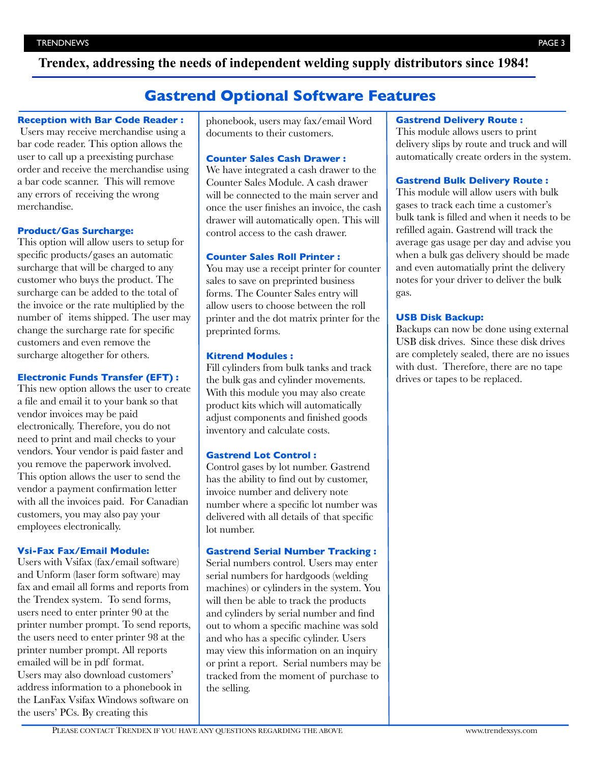**Trendex, addressing the needs of independent welding supply distributors since 1984!**

# Gastrend Optional Software Features

### Reception with Bar Code Reader :

Users may receive merchandise using a bar code reader. This option allows the user to call up a preexisting purchase order and receive the merchandise using a bar code scanner. This will remove any errors of receiving the wrong merchandise.

### Product/Gas Surcharge:

This option will allow users to setup for specific products/gases an automatic surcharge that will be charged to any customer who buys the product. The surcharge can be added to the total of the invoice or the rate multiplied by the number of items shipped. The user may change the surcharge rate for specific customers and even remove the surcharge altogether for others.

### Electronic Funds Transfer (EFT) :

This new option allows the user to create a file and email it to your bank so that vendor invoices may be paid electronically. Therefore, you do not need to print and mail checks to your vendors. Your vendor is paid faster and you remove the paperwork involved. This option allows the user to send the vendor a payment confirmation letter with all the invoices paid. For Canadian customers, you may also pay your employees electronically.

### Vsi-Fax Fax/Email Module:

Users with Vsifax (fax/email software) and Unform (laser form software) may fax and email all forms and reports from the Trendex system. To send forms, users need to enter printer 90 at the printer number prompt. To send reports, the users need to enter printer 98 at the printer number prompt. All reports emailed will be in pdf format.
Users may also download customers' address information to a phonebook in the LanFax Vsifax Windows software on the users' PCs. By creating this phonebook, users may fax/email Word documents to their customers.

### Counter Sales Cash Drawer :

We have integrated a cash drawer to the Counter Sales Module. A cash drawer will be connected to the main server and once the user finishes an invoice, the cash drawer will automatically open. This will control access to the cash drawer.

### Counter Sales Roll Printer :

You may use a receipt printer for counter sales to save on preprinted business forms. The Counter Sales entry will allow users to choose between the roll printer and the dot matrix printer for the preprinted forms.

### Kitrend Modules :

Fill cylinders from bulk tanks and track the bulk gas and cylinder movements. With this module you may also create product kits which will automatically adjust components and finished goods inventory and calculate costs.

### Gastrend Lot Control :

Control gases by lot number. Gastrend has the ability to find out by customer, invoice number and delivery note number where a specific lot number was delivered with all details of that specific lot number.

### Gastrend Serial Number Tracking :

Serial numbers control. Users may enter serial numbers for hardgoods (welding machines) or cylinders in the system. You will then be able to track the products and cylinders by serial number and find out to whom a specific machine was sold and who has a specific cylinder. Users may view this information on an inquiry or print a report. Serial numbers may be tracked from the moment of purchase to the selling.

### Gastrend Delivery Route :

This module allows users to print delivery slips by route and truck and will automatically create orders in the system.

### Gastrend Bulk Delivery Route :

This module will allow users with bulk gases to track each time a customer's bulk tank is filled and when it needs to be refilled again. Gastrend will track the average gas usage per day and advise you when a bulk gas delivery should be made and even automatially print the delivery notes for your driver to deliver the bulk gas.

### USB Disk Backup:

Backups can now be done using external USB disk drives. Since these disk drives are completely sealed, there are no issues with dust. Therefore, there are no tape drives or tapes to be replaced.

Please contact Trendex if you have any questions regarding the above    www.trendexsys.com